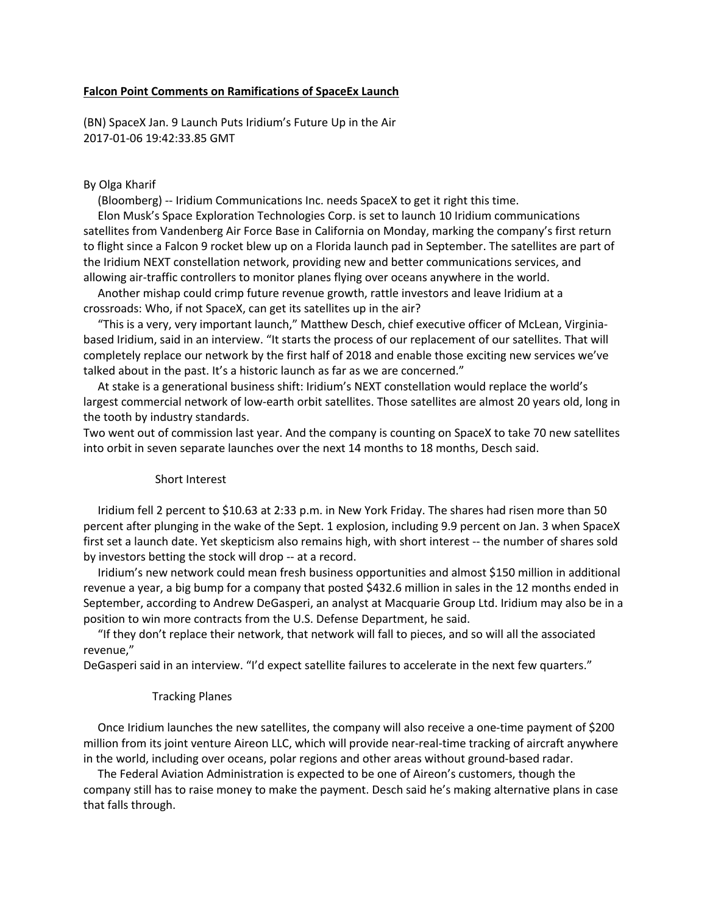**Falcon Point Comments on Ramifications of SpaceEx Launch**

(BN) SpaceX Jan. 9 Launch Puts Iridium's Future Up in the Air
2017-01-06 19:42:33.85 GMT

By Olga Kharif

(Bloomberg) -- Iridium Communications Inc. needs SpaceX to get it right this time.

Elon Musk's Space Exploration Technologies Corp. is set to launch 10 Iridium communications satellites from Vandenberg Air Force Base in California on Monday, marking the company's first return to flight since a Falcon 9 rocket blew up on a Florida launch pad in September. The satellites are part of the Iridium NEXT constellation network, providing new and better communications services, and allowing air-traffic controllers to monitor planes flying over oceans anywhere in the world.

Another mishap could crimp future revenue growth, rattle investors and leave Iridium at a crossroads: Who, if not SpaceX, can get its satellites up in the air?

"This is a very, very important launch," Matthew Desch, chief executive officer of McLean, Virginia-based Iridium, said in an interview. "It starts the process of our replacement of our satellites. That will completely replace our network by the first half of 2018 and enable those exciting new services we've talked about in the past. It's a historic launch as far as we are concerned."

At stake is a generational business shift: Iridium's NEXT constellation would replace the world's largest commercial network of low-earth orbit satellites. Those satellites are almost 20 years old, long in the tooth by industry standards.

Two went out of commission last year. And the company is counting on SpaceX to take 70 new satellites into orbit in seven separate launches over the next 14 months to 18 months, Desch said.

## Short Interest

Iridium fell 2 percent to $10.63 at 2:33 p.m. in New York Friday. The shares had risen more than 50 percent after plunging in the wake of the Sept. 1 explosion, including 9.9 percent on Jan. 3 when SpaceX first set a launch date. Yet skepticism also remains high, with short interest -- the number of shares sold by investors betting the stock will drop -- at a record.

Iridium's new network could mean fresh business opportunities and almost $150 million in additional revenue a year, a big bump for a company that posted $432.6 million in sales in the 12 months ended in September, according to Andrew DeGasperi, an analyst at Macquarie Group Ltd. Iridium may also be in a position to win more contracts from the U.S. Defense Department, he said.

"If they don't replace their network, that network will fall to pieces, and so will all the associated revenue,"
DeGasperi said in an interview. "I'd expect satellite failures to accelerate in the next few quarters."

## Tracking Planes

Once Iridium launches the new satellites, the company will also receive a one-time payment of $200 million from its joint venture Aireon LLC, which will provide near-real-time tracking of aircraft anywhere in the world, including over oceans, polar regions and other areas without ground-based radar.

The Federal Aviation Administration is expected to be one of Aireon's customers, though the company still has to raise money to make the payment. Desch said he's making alternative plans in case that falls through.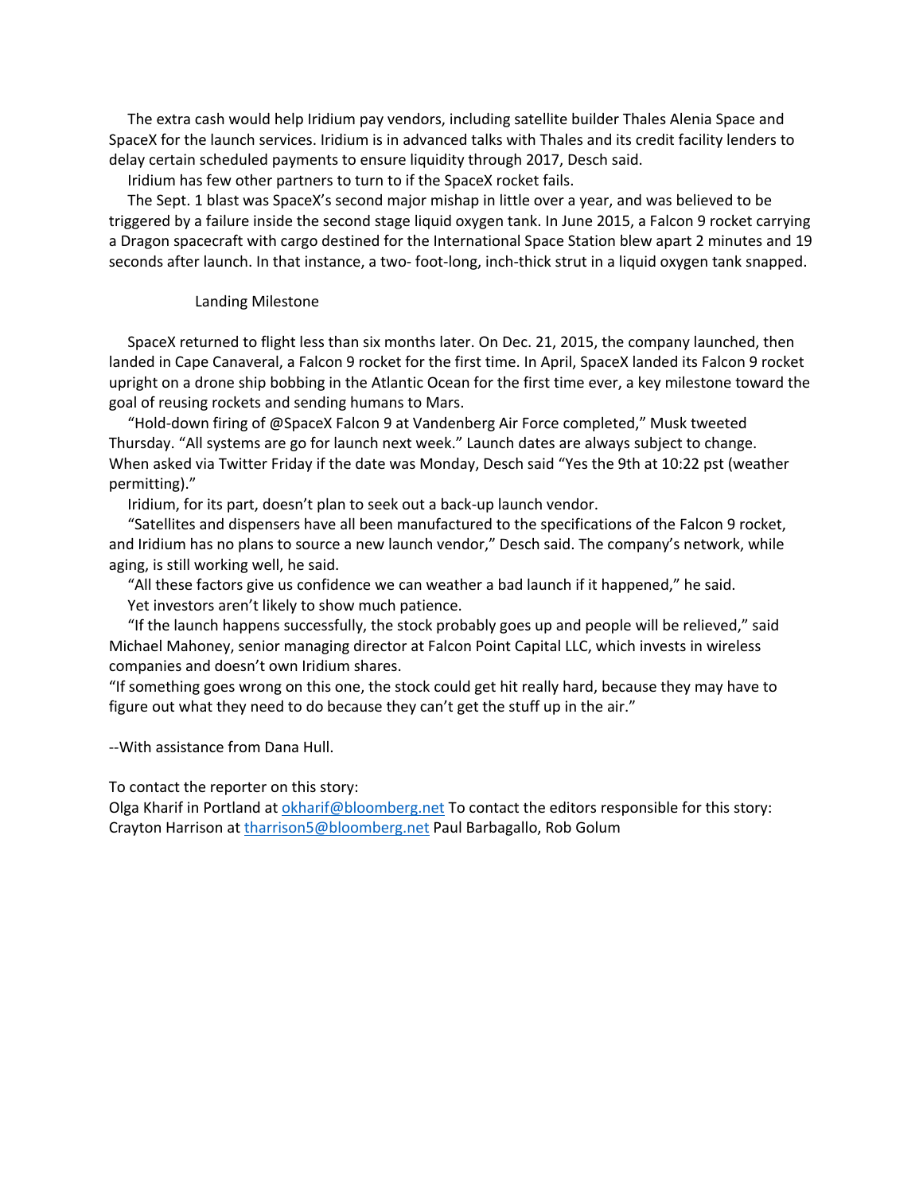The extra cash would help Iridium pay vendors, including satellite builder Thales Alenia Space and SpaceX for the launch services. Iridium is in advanced talks with Thales and its credit facility lenders to delay certain scheduled payments to ensure liquidity through 2017, Desch said.

Iridium has few other partners to turn to if the SpaceX rocket fails.

The Sept. 1 blast was SpaceX's second major mishap in little over a year, and was believed to be triggered by a failure inside the second stage liquid oxygen tank. In June 2015, a Falcon 9 rocket carrying a Dragon spacecraft with cargo destined for the International Space Station blew apart 2 minutes and 19 seconds after launch. In that instance, a two- foot-long, inch-thick strut in a liquid oxygen tank snapped.

## Landing Milestone

SpaceX returned to flight less than six months later. On Dec. 21, 2015, the company launched, then landed in Cape Canaveral, a Falcon 9 rocket for the first time. In April, SpaceX landed its Falcon 9 rocket upright on a drone ship bobbing in the Atlantic Ocean for the first time ever, a key milestone toward the goal of reusing rockets and sending humans to Mars.

"Hold-down firing of @SpaceX Falcon 9 at Vandenberg Air Force completed," Musk tweeted Thursday. "All systems are go for launch next week." Launch dates are always subject to change. When asked via Twitter Friday if the date was Monday, Desch said "Yes the 9th at 10:22 pst (weather permitting)."

Iridium, for its part, doesn't plan to seek out a back-up launch vendor.

"Satellites and dispensers have all been manufactured to the specifications of the Falcon 9 rocket, and Iridium has no plans to source a new launch vendor," Desch said. The company's network, while aging, is still working well, he said.

"All these factors give us confidence we can weather a bad launch if it happened," he said.

Yet investors aren't likely to show much patience.

"If the launch happens successfully, the stock probably goes up and people will be relieved," said Michael Mahoney, senior managing director at Falcon Point Capital LLC, which invests in wireless companies and doesn't own Iridium shares.

"If something goes wrong on this one, the stock could get hit really hard, because they may have to figure out what they need to do because they can't get the stuff up in the air."

--With assistance from Dana Hull.

To contact the reporter on this story:
Olga Kharif in Portland at okharif@bloomberg.net To contact the editors responsible for this story: Crayton Harrison at tharrison5@bloomberg.net Paul Barbagallo, Rob Golum